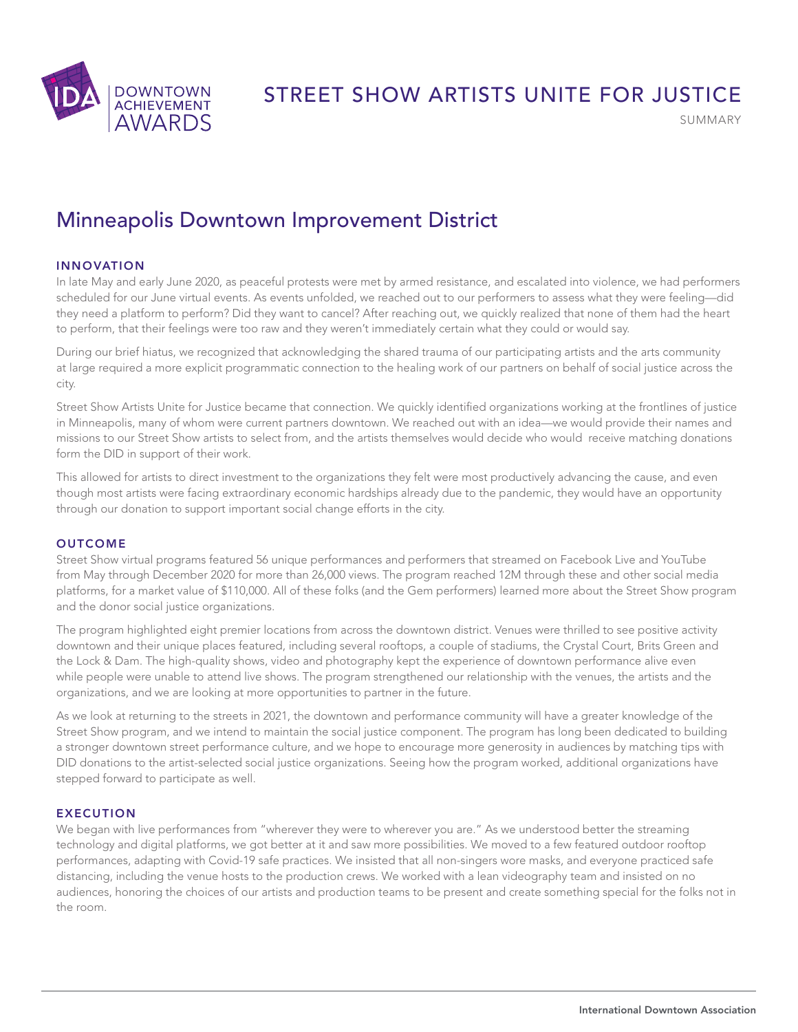IDA DOWNTOWN ACHIEVEMENT AWARDS

# STREET SHOW ARTISTS UNITE FOR JUSTICE

SUMMARY

## Minneapolis Downtown Improvement District

### INNOVATION

In late May and early June 2020, as peaceful protests were met by armed resistance, and escalated into violence, we had performers scheduled for our June virtual events. As events unfolded, we reached out to our performers to assess what they were feeling—did they need a platform to perform? Did they want to cancel? After reaching out, we quickly realized that none of them had the heart to perform, that their feelings were too raw and they weren't immediately certain what they could or would say.

During our brief hiatus, we recognized that acknowledging the shared trauma of our participating artists and the arts community at large required a more explicit programmatic connection to the healing work of our partners on behalf of social justice across the city.

Street Show Artists Unite for Justice became that connection. We quickly identified organizations working at the frontlines of justice in Minneapolis, many of whom were current partners downtown. We reached out with an idea—we would provide their names and missions to our Street Show artists to select from, and the artists themselves would decide who would receive matching donations form the DID in support of their work.

This allowed for artists to direct investment to the organizations they felt were most productively advancing the cause, and even though most artists were facing extraordinary economic hardships already due to the pandemic, they would have an opportunity through our donation to support important social change efforts in the city.

### OUTCOME

Street Show virtual programs featured 56 unique performances and performers that streamed on Facebook Live and YouTube from May through December 2020 for more than 26,000 views. The program reached 12M through these and other social media platforms, for a market value of $110,000. All of these folks (and the Gem performers) learned more about the Street Show program and the donor social justice organizations.

The program highlighted eight premier locations from across the downtown district. Venues were thrilled to see positive activity downtown and their unique places featured, including several rooftops, a couple of stadiums, the Crystal Court, Brits Green and the Lock & Dam. The high-quality shows, video and photography kept the experience of downtown performance alive even while people were unable to attend live shows. The program strengthened our relationship with the venues, the artists and the organizations, and we are looking at more opportunities to partner in the future.

As we look at returning to the streets in 2021, the downtown and performance community will have a greater knowledge of the Street Show program, and we intend to maintain the social justice component. The program has long been dedicated to building a stronger downtown street performance culture, and we hope to encourage more generosity in audiences by matching tips with DID donations to the artist-selected social justice organizations. Seeing how the program worked, additional organizations have stepped forward to participate as well.

### EXECUTION

We began with live performances from "wherever they were to wherever you are." As we understood better the streaming technology and digital platforms, we got better at it and saw more possibilities. We moved to a few featured outdoor rooftop performances, adapting with Covid-19 safe practices. We insisted that all non-singers wore masks, and everyone practiced safe distancing, including the venue hosts to the production crews. We worked with a lean videography team and insisted on no audiences, honoring the choices of our artists and production teams to be present and create something special for the folks not in the room.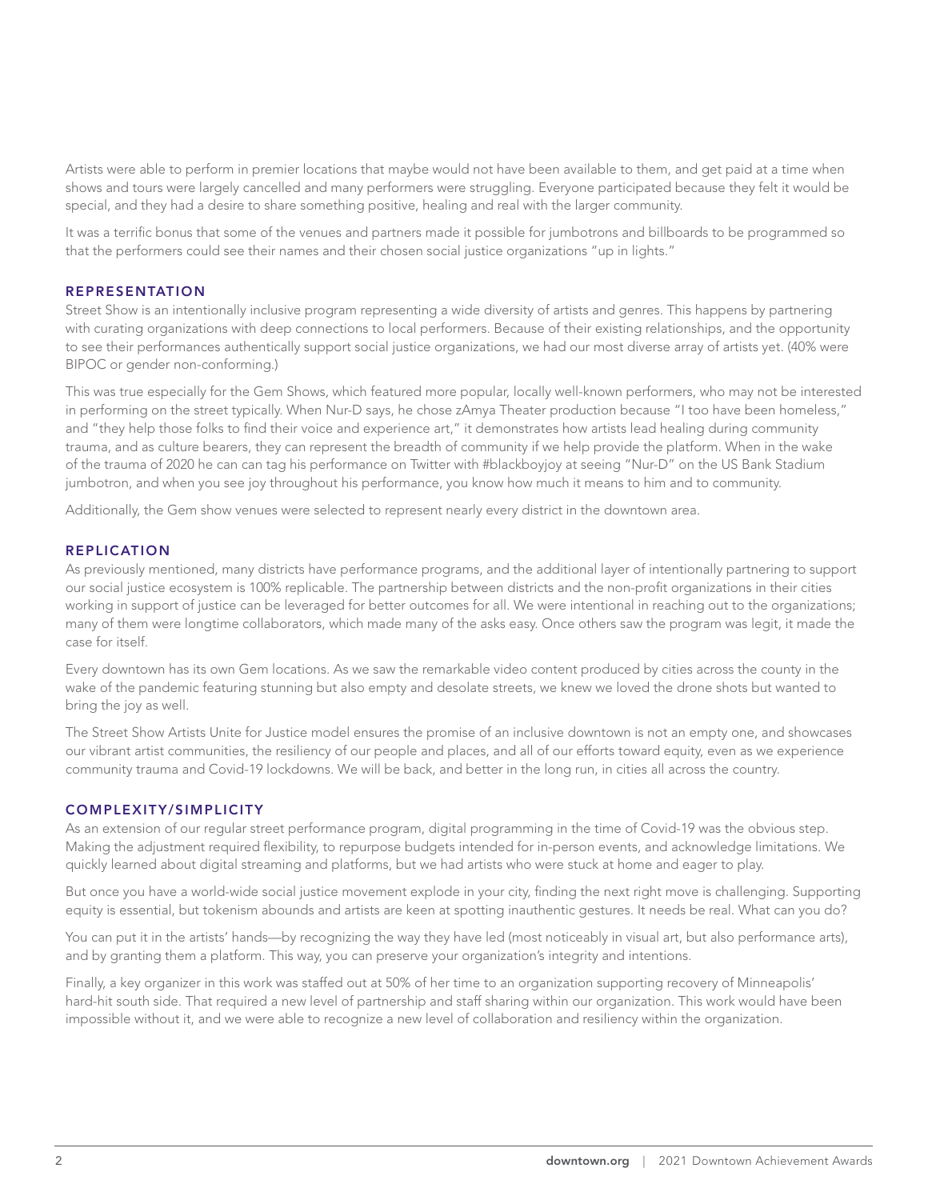Artists were able to perform in premier locations that maybe would not have been available to them, and get paid at a time when shows and tours were largely cancelled and many performers were struggling. Everyone participated because they felt it would be special, and they had a desire to share something positive, healing and real with the larger community.

It was a terrific bonus that some of the venues and partners made it possible for jumbotrons and billboards to be programmed so that the performers could see their names and their chosen social justice organizations "up in lights."

### REPRESENTATION

Street Show is an intentionally inclusive program representing a wide diversity of artists and genres. This happens by partnering with curating organizations with deep connections to local performers. Because of their existing relationships, and the opportunity to see their performances authentically support social justice organizations, we had our most diverse array of artists yet. (40% were BIPOC or gender non-conforming.)

This was true especially for the Gem Shows, which featured more popular, locally well-known performers, who may not be interested in performing on the street typically. When Nur-D says, he chose zAmya Theater production because "I too have been homeless," and "they help those folks to find their voice and experience art," it demonstrates how artists lead healing during community trauma, and as culture bearers, they can represent the breadth of community if we help provide the platform. When in the wake of the trauma of 2020 he can can tag his performance on Twitter with #blackboyjoy at seeing "Nur-D" on the US Bank Stadium jumbotron, and when you see joy throughout his performance, you know how much it means to him and to community.

Additionally, the Gem show venues were selected to represent nearly every district in the downtown area.

### REPLICATION

As previously mentioned, many districts have performance programs, and the additional layer of intentionally partnering to support our social justice ecosystem is 100% replicable. The partnership between districts and the non-profit organizations in their cities working in support of justice can be leveraged for better outcomes for all. We were intentional in reaching out to the organizations; many of them were longtime collaborators, which made many of the asks easy. Once others saw the program was legit, it made the case for itself.

Every downtown has its own Gem locations. As we saw the remarkable video content produced by cities across the county in the wake of the pandemic featuring stunning but also empty and desolate streets, we knew we loved the drone shots but wanted to bring the joy as well.

The Street Show Artists Unite for Justice model ensures the promise of an inclusive downtown is not an empty one, and showcases our vibrant artist communities, the resiliency of our people and places, and all of our efforts toward equity, even as we experience community trauma and Covid-19 lockdowns. We will be back, and better in the long run, in cities all across the country.

### COMPLEXITY/SIMPLICITY

As an extension of our regular street performance program, digital programming in the time of Covid-19 was the obvious step. Making the adjustment required flexibility, to repurpose budgets intended for in-person events, and acknowledge limitations. We quickly learned about digital streaming and platforms, but we had artists who were stuck at home and eager to play.

But once you have a world-wide social justice movement explode in your city, finding the next right move is challenging. Supporting equity is essential, but tokenism abounds and artists are keen at spotting inauthentic gestures. It needs be real. What can you do?

You can put it in the artists' hands—by recognizing the way they have led (most noticeably in visual art, but also performance arts), and by granting them a platform. This way, you can preserve your organization's integrity and intentions.

Finally, a key organizer in this work was staffed out at 50% of her time to an organization supporting recovery of Minneapolis' hard-hit south side. That required a new level of partnership and staff sharing within our organization. This work would have been impossible without it, and we were able to recognize a new level of collaboration and resiliency within the organization.